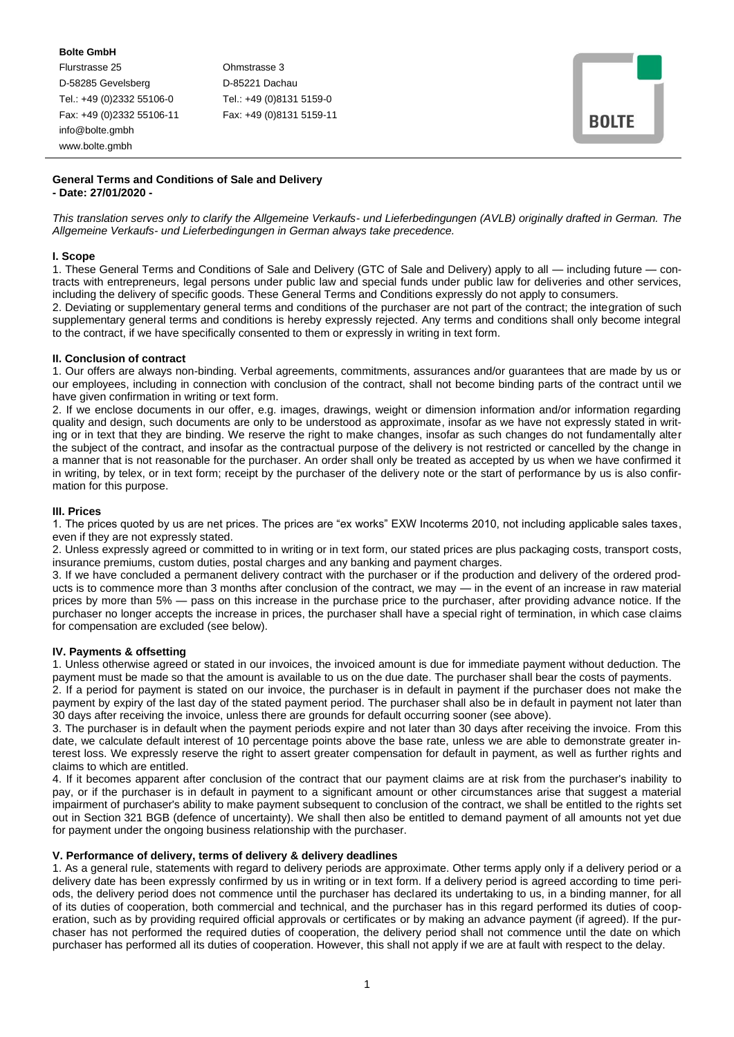**Bolte GmbH**

Flurstrasse 25
D-58285 Gevelsberg
Tel.: +49 (0)2332 55106-0
Fax: +49 (0)2332 55106-11
info@bolte.gmbh
www.bolte.gmbh

Ohmstrasse 3
D-85221 Dachau
Tel.: +49 (0)8131 5159-0
Fax: +49 (0)8131 5159-11

BOLTE

**General Terms and Conditions of Sale and Delivery**
**- Date: 27/01/2020 -**

*This translation serves only to clarify the Allgemeine Verkaufs- und Lieferbedingungen (AVLB) originally drafted in German. The Allgemeine Verkaufs- und Lieferbedingungen in German always take precedence.*

### I. Scope

1. These General Terms and Conditions of Sale and Delivery (GTC of Sale and Delivery) apply to all — including future — contracts with entrepreneurs, legal persons under public law and special funds under public law for deliveries and other services, including the delivery of specific goods. These General Terms and Conditions expressly do not apply to consumers.
2. Deviating or supplementary general terms and conditions of the purchaser are not part of the contract; the integration of such supplementary general terms and conditions is hereby expressly rejected. Any terms and conditions shall only become integral to the contract, if we have specifically consented to them or expressly in writing in text form.

### II. Conclusion of contract

1. Our offers are always non-binding. Verbal agreements, commitments, assurances and/or guarantees that are made by us or our employees, including in connection with conclusion of the contract, shall not become binding parts of the contract until we have given confirmation in writing or text form.
2. If we enclose documents in our offer, e.g. images, drawings, weight or dimension information and/or information regarding quality and design, such documents are only to be understood as approximate, insofar as we have not expressly stated in writing or in text that they are binding. We reserve the right to make changes, insofar as such changes do not fundamentally alter the subject of the contract, and insofar as the contractual purpose of the delivery is not restricted or cancelled by the change in a manner that is not reasonable for the purchaser. An order shall only be treated as accepted by us when we have confirmed it in writing, by telex, or in text form; receipt by the purchaser of the delivery note or the start of performance by us is also confirmation for this purpose.

### III. Prices

1. The prices quoted by us are net prices. The prices are "ex works" EXW Incoterms 2010, not including applicable sales taxes, even if they are not expressly stated.
2. Unless expressly agreed or committed to in writing or in text form, our stated prices are plus packaging costs, transport costs, insurance premiums, custom duties, postal charges and any banking and payment charges.
3. If we have concluded a permanent delivery contract with the purchaser or if the production and delivery of the ordered products is to commence more than 3 months after conclusion of the contract, we may — in the event of an increase in raw material prices by more than 5% — pass on this increase in the purchase price to the purchaser, after providing advance notice. If the purchaser no longer accepts the increase in prices, the purchaser shall have a special right of termination, in which case claims for compensation are excluded (see below).

### IV. Payments & offsetting

1. Unless otherwise agreed or stated in our invoices, the invoiced amount is due for immediate payment without deduction. The payment must be made so that the amount is available to us on the due date. The purchaser shall bear the costs of payments.
2. If a period for payment is stated on our invoice, the purchaser is in default in payment if the purchaser does not make the payment by expiry of the last day of the stated payment period. The purchaser shall also be in default in payment not later than 30 days after receiving the invoice, unless there are grounds for default occurring sooner (see above).
3. The purchaser is in default when the payment periods expire and not later than 30 days after receiving the invoice. From this date, we calculate default interest of 10 percentage points above the base rate, unless we are able to demonstrate greater interest loss. We expressly reserve the right to assert greater compensation for default in payment, as well as further rights and claims to which are entitled.
4. If it becomes apparent after conclusion of the contract that our payment claims are at risk from the purchaser's inability to pay, or if the purchaser is in default in payment to a significant amount or other circumstances arise that suggest a material impairment of purchaser's ability to make payment subsequent to conclusion of the contract, we shall be entitled to the rights set out in Section 321 BGB (defence of uncertainty). We shall then also be entitled to demand payment of all amounts not yet due for payment under the ongoing business relationship with the purchaser.

### V. Performance of delivery, terms of delivery & delivery deadlines

1. As a general rule, statements with regard to delivery periods are approximate. Other terms apply only if a delivery period or a delivery date has been expressly confirmed by us in writing or in text form. If a delivery period is agreed according to time periods, the delivery period does not commence until the purchaser has declared its undertaking to us, in a binding manner, for all of its duties of cooperation, both commercial and technical, and the purchaser has in this regard performed its duties of cooperation, such as by providing required official approvals or certificates or by making an advance payment (if agreed). If the purchaser has not performed the required duties of cooperation, the delivery period shall not commence until the date on which purchaser has performed all its duties of cooperation. However, this shall not apply if we are at fault with respect to the delay.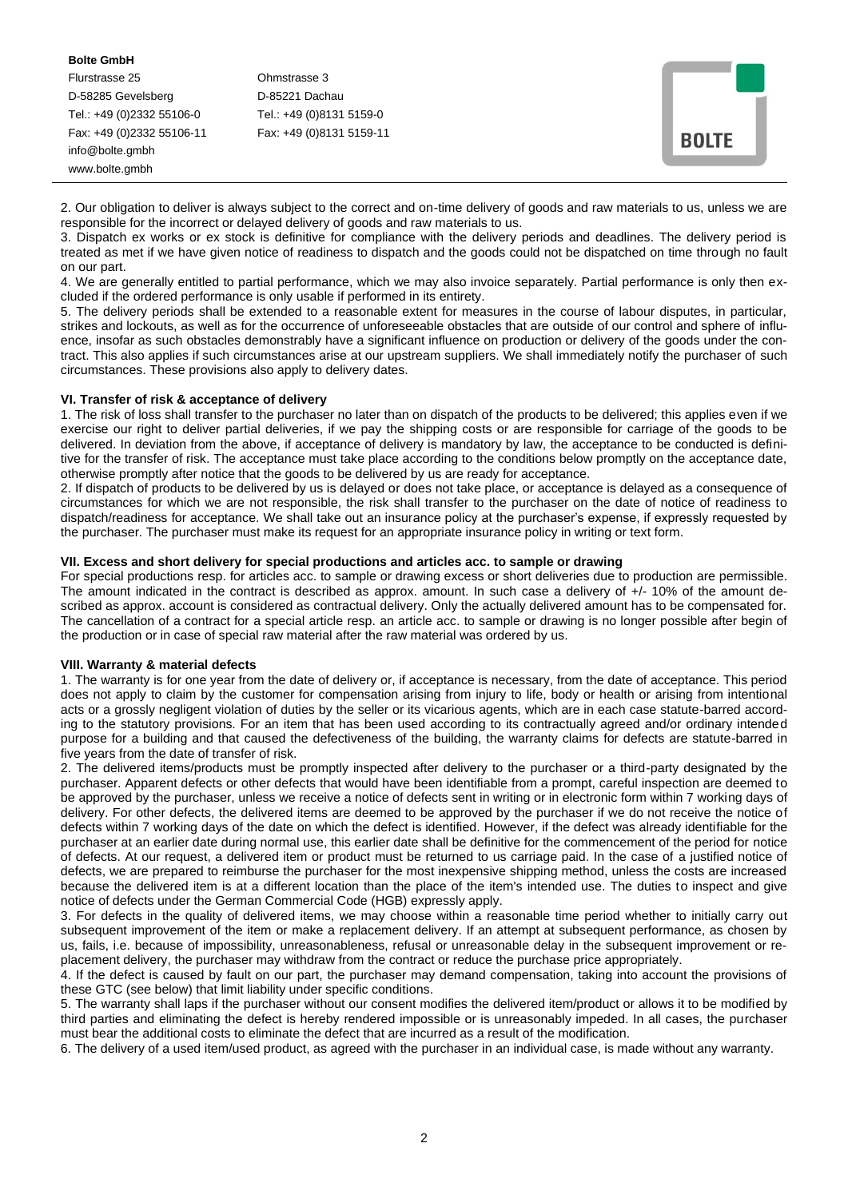2. Our obligation to deliver is always subject to the correct and on-time delivery of goods and raw materials to us, unless we are responsible for the incorrect or delayed delivery of goods and raw materials to us.

3. Dispatch ex works or ex stock is definitive for compliance with the delivery periods and deadlines. The delivery period is treated as met if we have given notice of readiness to dispatch and the goods could not be dispatched on time through no fault on our part.

4. We are generally entitled to partial performance, which we may also invoice separately. Partial performance is only then excluded if the ordered performance is only usable if performed in its entirety.

5. The delivery periods shall be extended to a reasonable extent for measures in the course of labour disputes, in particular, strikes and lockouts, as well as for the occurrence of unforeseeable obstacles that are outside of our control and sphere of influence, insofar as such obstacles demonstrably have a significant influence on production or delivery of the goods under the contract. This also applies if such circumstances arise at our upstream suppliers. We shall immediately notify the purchaser of such circumstances. These provisions also apply to delivery dates.

### VI. Transfer of risk & acceptance of delivery

1. The risk of loss shall transfer to the purchaser no later than on dispatch of the products to be delivered; this applies even if we exercise our right to deliver partial deliveries, if we pay the shipping costs or are responsible for carriage of the goods to be delivered. In deviation from the above, if acceptance of delivery is mandatory by law, the acceptance to be conducted is definitive for the transfer of risk. The acceptance must take place according to the conditions below promptly on the acceptance date, otherwise promptly after notice that the goods to be delivered by us are ready for acceptance.

2. If dispatch of products to be delivered by us is delayed or does not take place, or acceptance is delayed as a consequence of circumstances for which we are not responsible, the risk shall transfer to the purchaser on the date of notice of readiness to dispatch/readiness for acceptance. We shall take out an insurance policy at the purchaser's expense, if expressly requested by the purchaser. The purchaser must make its request for an appropriate insurance policy in writing or text form.

### VII. Excess and short delivery for special productions and articles acc. to sample or drawing

For special productions resp. for articles acc. to sample or drawing excess or short deliveries due to production are permissible. The amount indicated in the contract is described as approx. amount. In such case a delivery of +/- 10% of the amount described as approx. account is considered as contractual delivery. Only the actually delivered amount has to be compensated for. The cancellation of a contract for a special article resp. an article acc. to sample or drawing is no longer possible after begin of the production or in case of special raw material after the raw material was ordered by us.

### VIII. Warranty & material defects

1. The warranty is for one year from the date of delivery or, if acceptance is necessary, from the date of acceptance. This period does not apply to claim by the customer for compensation arising from injury to life, body or health or arising from intentional acts or a grossly negligent violation of duties by the seller or its vicarious agents, which are in each case statute-barred according to the statutory provisions. For an item that has been used according to its contractually agreed and/or ordinary intended purpose for a building and that caused the defectiveness of the building, the warranty claims for defects are statute-barred in five years from the date of transfer of risk.

2. The delivered items/products must be promptly inspected after delivery to the purchaser or a third-party designated by the purchaser. Apparent defects or other defects that would have been identifiable from a prompt, careful inspection are deemed to be approved by the purchaser, unless we receive a notice of defects sent in writing or in electronic form within 7 working days of delivery. For other defects, the delivered items are deemed to be approved by the purchaser if we do not receive the notice of defects within 7 working days of the date on which the defect is identified. However, if the defect was already identifiable for the purchaser at an earlier date during normal use, this earlier date shall be definitive for the commencement of the period for notice of defects. At our request, a delivered item or product must be returned to us carriage paid. In the case of a justified notice of defects, we are prepared to reimburse the purchaser for the most inexpensive shipping method, unless the costs are increased because the delivered item is at a different location than the place of the item's intended use. The duties to inspect and give notice of defects under the German Commercial Code (HGB) expressly apply.

3. For defects in the quality of delivered items, we may choose within a reasonable time period whether to initially carry out subsequent improvement of the item or make a replacement delivery. If an attempt at subsequent performance, as chosen by us, fails, i.e. because of impossibility, unreasonableness, refusal or unreasonable delay in the subsequent improvement or replacement delivery, the purchaser may withdraw from the contract or reduce the purchase price appropriately.

4. If the defect is caused by fault on our part, the purchaser may demand compensation, taking into account the provisions of these GTC (see below) that limit liability under specific conditions.

5. The warranty shall laps if the purchaser without our consent modifies the delivered item/product or allows it to be modified by third parties and eliminating the defect is hereby rendered impossible or is unreasonably impeded. In all cases, the purchaser must bear the additional costs to eliminate the defect that are incurred as a result of the modification.

6. The delivery of a used item/used product, as agreed with the purchaser in an individual case, is made without any warranty.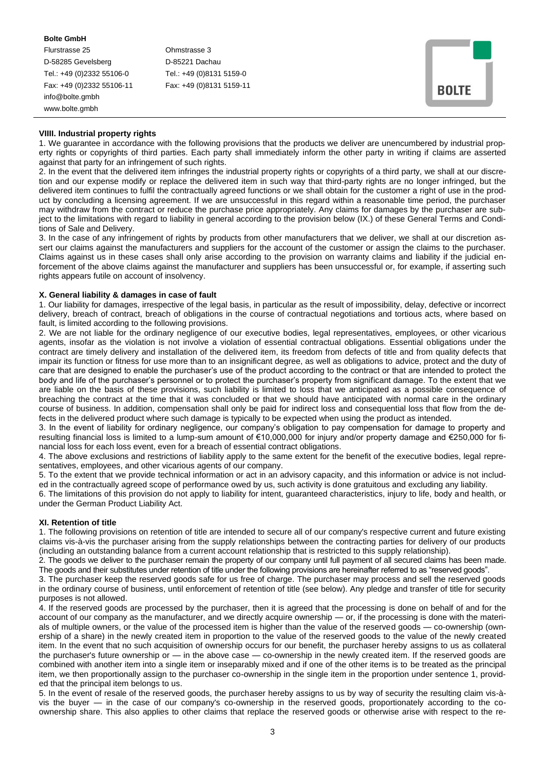**Bolte GmbH**

Flurstrasse 25
D-58285 Gevelsberg
Tel.: +49 (0)2332 55106-0
Fax: +49 (0)2332 55106-11
info@bolte.gmbh
www.bolte.gmbh

Ohmstrasse 3
D-85221 Dachau
Tel.: +49 (0)8131 5159-0
Fax: +49 (0)8131 5159-11

**VIIII. Industrial property rights**

1. We guarantee in accordance with the following provisions that the products we deliver are unencumbered by industrial property rights or copyrights of third parties. Each party shall immediately inform the other party in writing if claims are asserted against that party for an infringement of such rights.

2. In the event that the delivered item infringes the industrial property rights or copyrights of a third party, we shall at our discretion and our expense modify or replace the delivered item in such way that third-party rights are no longer infringed, but the delivered item continues to fulfil the contractually agreed functions or we shall obtain for the customer a right of use in the product by concluding a licensing agreement. If we are unsuccessful in this regard within a reasonable time period, the purchaser may withdraw from the contract or reduce the purchase price appropriately. Any claims for damages by the purchaser are subject to the limitations with regard to liability in general according to the provision below (IX.) of these General Terms and Conditions of Sale and Delivery.

3. In the case of any infringement of rights by products from other manufacturers that we deliver, we shall at our discretion assert our claims against the manufacturers and suppliers for the account of the customer or assign the claims to the purchaser. Claims against us in these cases shall only arise according to the provision on warranty claims and liability if the judicial enforcement of the above claims against the manufacturer and suppliers has been unsuccessful or, for example, if asserting such rights appears futile on account of insolvency.

**X. General liability & damages in case of fault**

1. Our liability for damages, irrespective of the legal basis, in particular as the result of impossibility, delay, defective or incorrect delivery, breach of contract, breach of obligations in the course of contractual negotiations and tortious acts, where based on fault, is limited according to the following provisions.

2. We are not liable for the ordinary negligence of our executive bodies, legal representatives, employees, or other vicarious agents, insofar as the violation is not involve a violation of essential contractual obligations. Essential obligations under the contract are timely delivery and installation of the delivered item, its freedom from defects of title and from quality defects that impair its function or fitness for use more than to an insignificant degree, as well as obligations to advice, protect and the duty of care that are designed to enable the purchaser's use of the product according to the contract or that are intended to protect the body and life of the purchaser's personnel or to protect the purchaser's property from significant damage. To the extent that we are liable on the basis of these provisions, such liability is limited to loss that we anticipated as a possible consequence of breaching the contract at the time that it was concluded or that we should have anticipated with normal care in the ordinary course of business. In addition, compensation shall only be paid for indirect loss and consequential loss that flow from the defects in the delivered product where such damage is typically to be expected when using the product as intended.

3. In the event of liability for ordinary negligence, our company's obligation to pay compensation for damage to property and resulting financial loss is limited to a lump-sum amount of €10,000,000 for injury and/or property damage and €250,000 for financial loss for each loss event, even for a breach of essential contract obligations.

4. The above exclusions and restrictions of liability apply to the same extent for the benefit of the executive bodies, legal representatives, employees, and other vicarious agents of our company.

5. To the extent that we provide technical information or act in an advisory capacity, and this information or advice is not included in the contractually agreed scope of performance owed by us, such activity is done gratuitous and excluding any liability.

6. The limitations of this provision do not apply to liability for intent, guaranteed characteristics, injury to life, body and health, or under the German Product Liability Act.

**XI. Retention of title**

1. The following provisions on retention of title are intended to secure all of our company's respective current and future existing claims vis-à-vis the purchaser arising from the supply relationships between the contracting parties for delivery of our products (including an outstanding balance from a current account relationship that is restricted to this supply relationship).

2. The goods we deliver to the purchaser remain the property of our company until full payment of all secured claims has been made. The goods and their substitutes under retention of title under the following provisions are hereinafter referred to as "reserved goods".

3. The purchaser keep the reserved goods safe for us free of charge. The purchaser may process and sell the reserved goods in the ordinary course of business, until enforcement of retention of title (see below). Any pledge and transfer of title for security purposes is not allowed.

4. If the reserved goods are processed by the purchaser, then it is agreed that the processing is done on behalf of and for the account of our company as the manufacturer, and we directly acquire ownership — or, if the processing is done with the materials of multiple owners, or the value of the processed item is higher than the value of the reserved goods — co-ownership (ownership of a share) in the newly created item in proportion to the value of the reserved goods to the value of the newly created item. In the event that no such acquisition of ownership occurs for our benefit, the purchaser hereby assigns to us as collateral the purchaser's future ownership or — in the above case — co-ownership in the newly created item. If the reserved goods are combined with another item into a single item or inseparably mixed and if one of the other items is to be treated as the principal item, we then proportionally assign to the purchaser co-ownership in the single item in the proportion under sentence 1, provided that the principal item belongs to us.

5. In the event of resale of the reserved goods, the purchaser hereby assigns to us by way of security the resulting claim vis-à-vis the buyer — in the case of our company's co-ownership in the reserved goods, proportionately according to the co-ownership share. This also applies to other claims that replace the reserved goods or otherwise arise with respect to the re-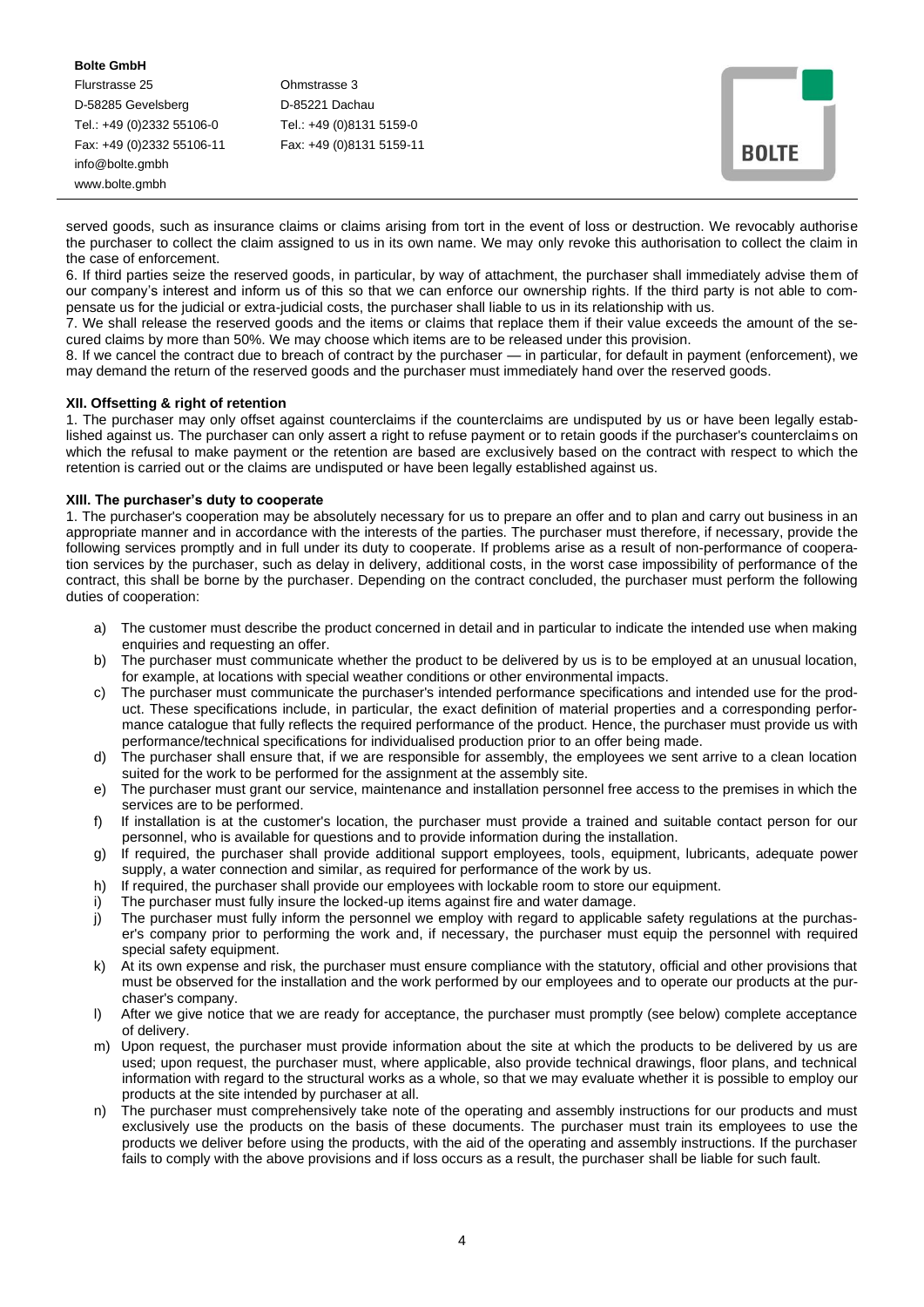served goods, such as insurance claims or claims arising from tort in the event of loss or destruction. We revocably authorise the purchaser to collect the claim assigned to us in its own name. We may only revoke this authorisation to collect the claim in the case of enforcement.

6. If third parties seize the reserved goods, in particular, by way of attachment, the purchaser shall immediately advise them of our company's interest and inform us of this so that we can enforce our ownership rights. If the third party is not able to compensate us for the judicial or extra-judicial costs, the purchaser shall liable to us in its relationship with us.

7. We shall release the reserved goods and the items or claims that replace them if their value exceeds the amount of the secured claims by more than 50%. We may choose which items are to be released under this provision.

8. If we cancel the contract due to breach of contract by the purchaser — in particular, for default in payment (enforcement), we may demand the return of the reserved goods and the purchaser must immediately hand over the reserved goods.

**XII. Offsetting & right of retention**

1. The purchaser may only offset against counterclaims if the counterclaims are undisputed by us or have been legally established against us. The purchaser can only assert a right to refuse payment or to retain goods if the purchaser's counterclaims on which the refusal to make payment or the retention are based are exclusively based on the contract with respect to which the retention is carried out or the claims are undisputed or have been legally established against us.

**XIII. The purchaser's duty to cooperate**

1. The purchaser's cooperation may be absolutely necessary for us to prepare an offer and to plan and carry out business in an appropriate manner and in accordance with the interests of the parties. The purchaser must therefore, if necessary, provide the following services promptly and in full under its duty to cooperate. If problems arise as a result of non-performance of cooperation services by the purchaser, such as delay in delivery, additional costs, in the worst case impossibility of performance of the contract, this shall be borne by the purchaser. Depending on the contract concluded, the purchaser must perform the following duties of cooperation:

a) The customer must describe the product concerned in detail and in particular to indicate the intended use when making enquiries and requesting an offer.
b) The purchaser must communicate whether the product to be delivered by us is to be employed at an unusual location, for example, at locations with special weather conditions or other environmental impacts.
c) The purchaser must communicate the purchaser's intended performance specifications and intended use for the product. These specifications include, in particular, the exact definition of material properties and a corresponding performance catalogue that fully reflects the required performance of the product. Hence, the purchaser must provide us with performance/technical specifications for individualised production prior to an offer being made.
d) The purchaser shall ensure that, if we are responsible for assembly, the employees we sent arrive to a clean location suited for the work to be performed for the assignment at the assembly site.
e) The purchaser must grant our service, maintenance and installation personnel free access to the premises in which the services are to be performed.
f) If installation is at the customer's location, the purchaser must provide a trained and suitable contact person for our personnel, who is available for questions and to provide information during the installation.
g) If required, the purchaser shall provide additional support employees, tools, equipment, lubricants, adequate power supply, a water connection and similar, as required for performance of the work by us.
h) If required, the purchaser shall provide our employees with lockable room to store our equipment.
i) The purchaser must fully insure the locked-up items against fire and water damage.
j) The purchaser must fully inform the personnel we employ with regard to applicable safety regulations at the purchaser's company prior to performing the work and, if necessary, the purchaser must equip the personnel with required special safety equipment.
k) At its own expense and risk, the purchaser must ensure compliance with the statutory, official and other provisions that must be observed for the installation and the work performed by our employees and to operate our products at the purchaser's company.
l) After we give notice that we are ready for acceptance, the purchaser must promptly (see below) complete acceptance of delivery.
m) Upon request, the purchaser must provide information about the site at which the products to be delivered by us are used; upon request, the purchaser must, where applicable, also provide technical drawings, floor plans, and technical information with regard to the structural works as a whole, so that we may evaluate whether it is possible to employ our products at the site intended by purchaser at all.
n) The purchaser must comprehensively take note of the operating and assembly instructions for our products and must exclusively use the products on the basis of these documents. The purchaser must train its employees to use the products we deliver before using the products, with the aid of the operating and assembly instructions. If the purchaser fails to comply with the above provisions and if loss occurs as a result, the purchaser shall be liable for such fault.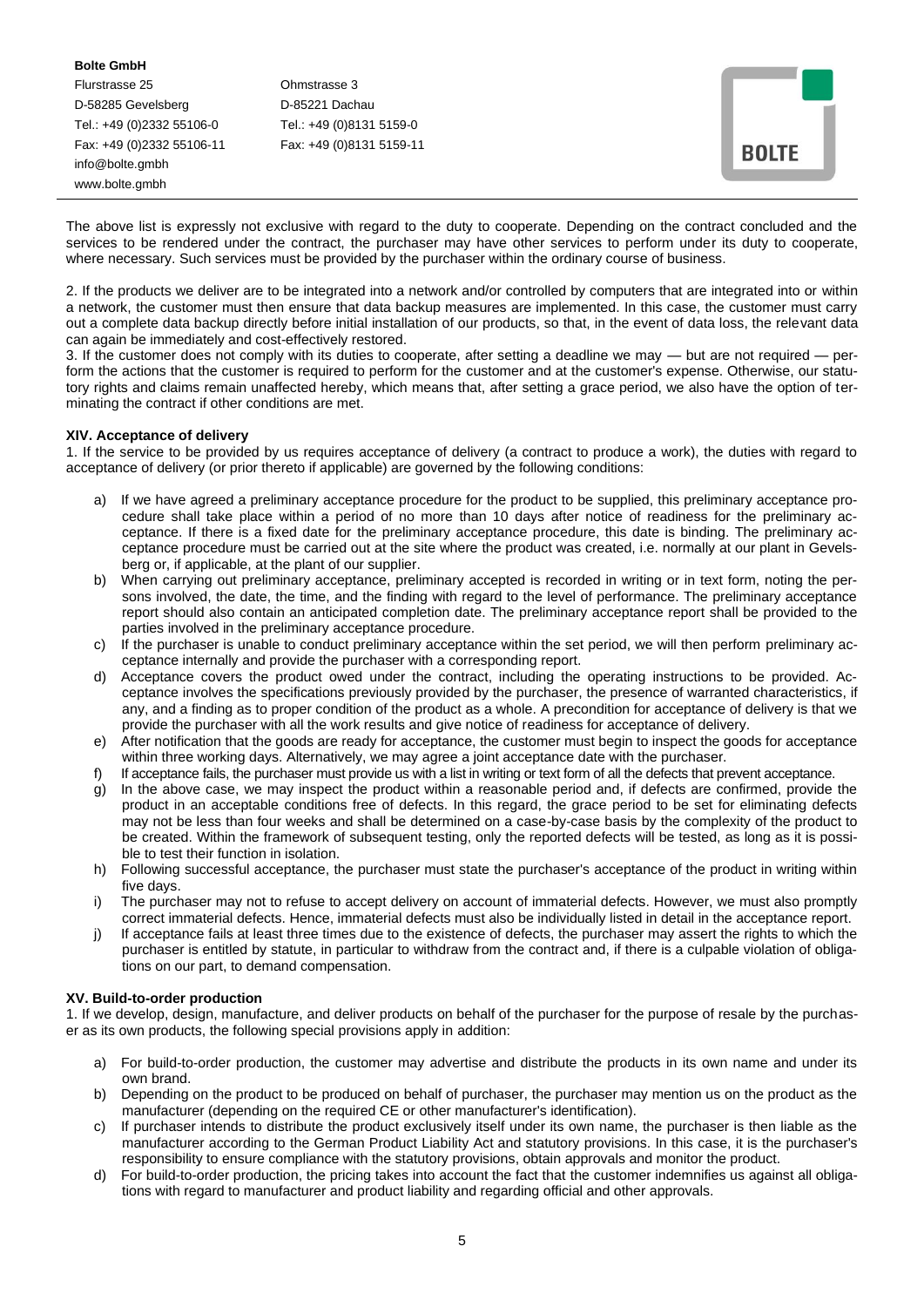The above list is expressly not exclusive with regard to the duty to cooperate. Depending on the contract concluded and the services to be rendered under the contract, the purchaser may have other services to perform under its duty to cooperate, where necessary. Such services must be provided by the purchaser within the ordinary course of business.

2. If the products we deliver are to be integrated into a network and/or controlled by computers that are integrated into or within a network, the customer must then ensure that data backup measures are implemented. In this case, the customer must carry out a complete data backup directly before initial installation of our products, so that, in the event of data loss, the relevant data can again be immediately and cost-effectively restored.
3. If the customer does not comply with its duties to cooperate, after setting a deadline we may — but are not required — perform the actions that the customer is required to perform for the customer and at the customer's expense. Otherwise, our statutory rights and claims remain unaffected hereby, which means that, after setting a grace period, we also have the option of terminating the contract if other conditions are met.

**XIV. Acceptance of delivery**

1. If the service to be provided by us requires acceptance of delivery (a contract to produce a work), the duties with regard to acceptance of delivery (or prior thereto if applicable) are governed by the following conditions:

a) If we have agreed a preliminary acceptance procedure for the product to be supplied, this preliminary acceptance procedure shall take place within a period of no more than 10 days after notice of readiness for the preliminary acceptance. If there is a fixed date for the preliminary acceptance procedure, this date is binding. The preliminary acceptance procedure must be carried out at the site where the product was created, i.e. normally at our plant in Gevelsberg or, if applicable, at the plant of our supplier.
b) When carrying out preliminary acceptance, preliminary accepted is recorded in writing or in text form, noting the persons involved, the date, the time, and the finding with regard to the level of performance. The preliminary acceptance report should also contain an anticipated completion date. The preliminary acceptance report shall be provided to the parties involved in the preliminary acceptance procedure.
c) If the purchaser is unable to conduct preliminary acceptance within the set period, we will then perform preliminary acceptance internally and provide the purchaser with a corresponding report.
d) Acceptance covers the product owed under the contract, including the operating instructions to be provided. Acceptance involves the specifications previously provided by the purchaser, the presence of warranted characteristics, if any, and a finding as to proper condition of the product as a whole. A precondition for acceptance of delivery is that we provide the purchaser with all the work results and give notice of readiness for acceptance of delivery.
e) After notification that the goods are ready for acceptance, the customer must begin to inspect the goods for acceptance within three working days. Alternatively, we may agree a joint acceptance date with the purchaser.
f) If acceptance fails, the purchaser must provide us with a list in writing or text form of all the defects that prevent acceptance.
g) In the above case, we may inspect the product within a reasonable period and, if defects are confirmed, provide the product in an acceptable conditions free of defects. In this regard, the grace period to be set for eliminating defects may not be less than four weeks and shall be determined on a case-by-case basis by the complexity of the product to be created. Within the framework of subsequent testing, only the reported defects will be tested, as long as it is possible to test their function in isolation.
h) Following successful acceptance, the purchaser must state the purchaser's acceptance of the product in writing within five days.
i) The purchaser may not to refuse to accept delivery on account of immaterial defects. However, we must also promptly correct immaterial defects. Hence, immaterial defects must also be individually listed in detail in the acceptance report.
j) If acceptance fails at least three times due to the existence of defects, the purchaser may assert the rights to which the purchaser is entitled by statute, in particular to withdraw from the contract and, if there is a culpable violation of obligations on our part, to demand compensation.

**XV. Build-to-order production**

1. If we develop, design, manufacture, and deliver products on behalf of the purchaser for the purpose of resale by the purchaser as its own products, the following special provisions apply in addition:

a) For build-to-order production, the customer may advertise and distribute the products in its own name and under its own brand.
b) Depending on the product to be produced on behalf of purchaser, the purchaser may mention us on the product as the manufacturer (depending on the required CE or other manufacturer's identification).
c) If purchaser intends to distribute the product exclusively itself under its own name, the purchaser is then liable as the manufacturer according to the German Product Liability Act and statutory provisions. In this case, it is the purchaser's responsibility to ensure compliance with the statutory provisions, obtain approvals and monitor the product.
d) For build-to-order production, the pricing takes into account the fact that the customer indemnifies us against all obligations with regard to manufacturer and product liability and regarding official and other approvals.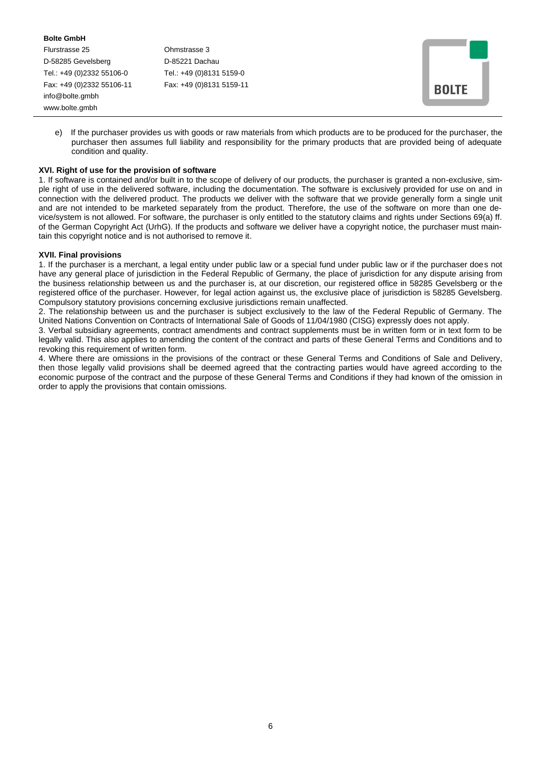e) If the purchaser provides us with goods or raw materials from which products are to be produced for the purchaser, the purchaser then assumes full liability and responsibility for the primary products that are provided being of adequate condition and quality.

**XVI. Right of use for the provision of software**

1. If software is contained and/or built in to the scope of delivery of our products, the purchaser is granted a non-exclusive, simple right of use in the delivered software, including the documentation. The software is exclusively provided for use on and in connection with the delivered product. The products we deliver with the software that we provide generally form a single unit and are not intended to be marketed separately from the product. Therefore, the use of the software on more than one device/system is not allowed. For software, the purchaser is only entitled to the statutory claims and rights under Sections 69(a) ff. of the German Copyright Act (UrhG). If the products and software we deliver have a copyright notice, the purchaser must maintain this copyright notice and is not authorised to remove it.

**XVII. Final provisions**

1. If the purchaser is a merchant, a legal entity under public law or a special fund under public law or if the purchaser does not have any general place of jurisdiction in the Federal Republic of Germany, the place of jurisdiction for any dispute arising from the business relationship between us and the purchaser is, at our discretion, our registered office in 58285 Gevelsberg or the registered office of the purchaser. However, for legal action against us, the exclusive place of jurisdiction is 58285 Gevelsberg. Compulsory statutory provisions concerning exclusive jurisdictions remain unaffected.
2. The relationship between us and the purchaser is subject exclusively to the law of the Federal Republic of Germany. The United Nations Convention on Contracts of International Sale of Goods of 11/04/1980 (CISG) expressly does not apply.
3. Verbal subsidiary agreements, contract amendments and contract supplements must be in written form or in text form to be legally valid. This also applies to amending the content of the contract and parts of these General Terms and Conditions and to revoking this requirement of written form.
4. Where there are omissions in the provisions of the contract or these General Terms and Conditions of Sale and Delivery, then those legally valid provisions shall be deemed agreed that the contracting parties would have agreed according to the economic purpose of the contract and the purpose of these General Terms and Conditions if they had known of the omission in order to apply the provisions that contain omissions.